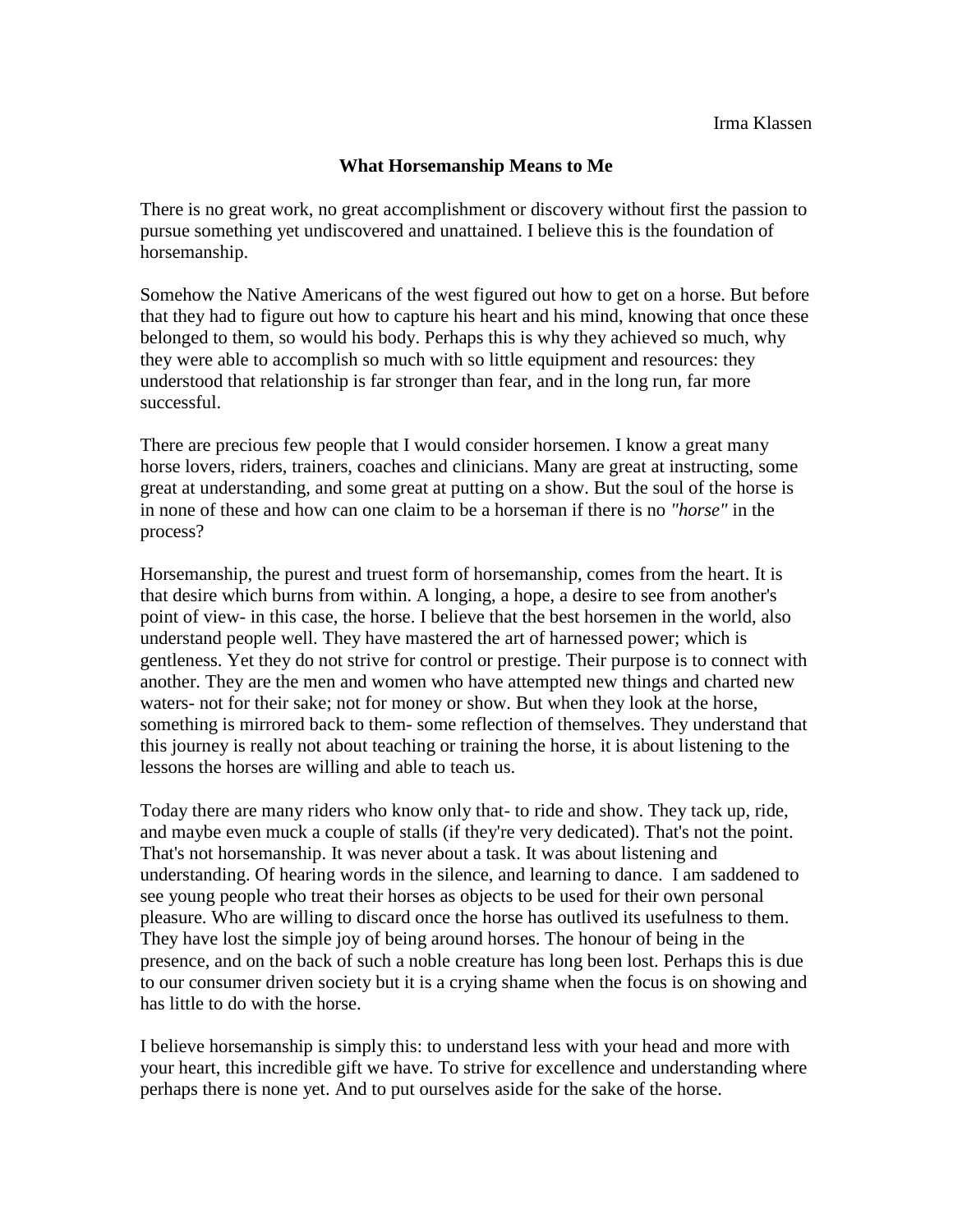Irma Klassen

# What Horsemanship Means to Me

There is no great work, no great accomplishment or discovery without first the passion to pursue something yet undiscovered and unattained. I believe this is the foundation of horsemanship.

Somehow the Native Americans of the west figured out how to get on a horse. But before that they had to figure out how to capture his heart and his mind, knowing that once these belonged to them, so would his body. Perhaps this is why they achieved so much, why they were able to accomplish so much with so little equipment and resources: they understood that relationship is far stronger than fear, and in the long run, far more successful.

There are precious few people that I would consider horsemen. I know a great many horse lovers, riders, trainers, coaches and clinicians. Many are great at instructing, some great at understanding, and some great at putting on a show. But the soul of the horse is in none of these and how can one claim to be a horseman if there is no *"horse"* in the process?

Horsemanship, the purest and truest form of horsemanship, comes from the heart. It is that desire which burns from within. A longing, a hope, a desire to see from another's point of view- in this case, the horse. I believe that the best horsemen in the world, also understand people well. They have mastered the art of harnessed power; which is gentleness. Yet they do not strive for control or prestige. Their purpose is to connect with another. They are the men and women who have attempted new things and charted new waters- not for their sake; not for money or show. But when they look at the horse, something is mirrored back to them- some reflection of themselves. They understand that this journey is really not about teaching or training the horse, it is about listening to the lessons the horses are willing and able to teach us.

Today there are many riders who know only that- to ride and show. They tack up, ride, and maybe even muck a couple of stalls (if they're very dedicated). That's not the point. That's not horsemanship. It was never about a task. It was about listening and understanding. Of hearing words in the silence, and learning to dance. I am saddened to see young people who treat their horses as objects to be used for their own personal pleasure. Who are willing to discard once the horse has outlived its usefulness to them. They have lost the simple joy of being around horses. The honour of being in the presence, and on the back of such a noble creature has long been lost. Perhaps this is due to our consumer driven society but it is a crying shame when the focus is on showing and has little to do with the horse.

I believe horsemanship is simply this: to understand less with your head and more with your heart, this incredible gift we have. To strive for excellence and understanding where perhaps there is none yet. And to put ourselves aside for the sake of the horse.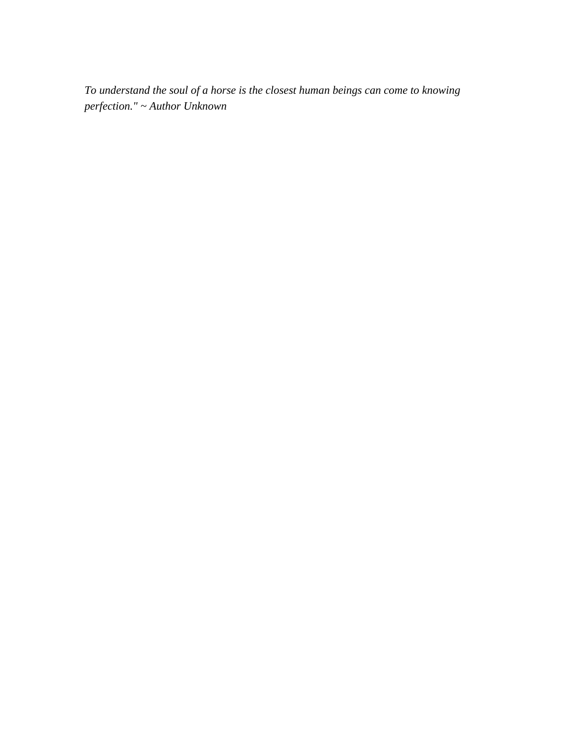*To understand the soul of a horse is the closest human beings can come to knowing perfection." ~ Author Unknown*